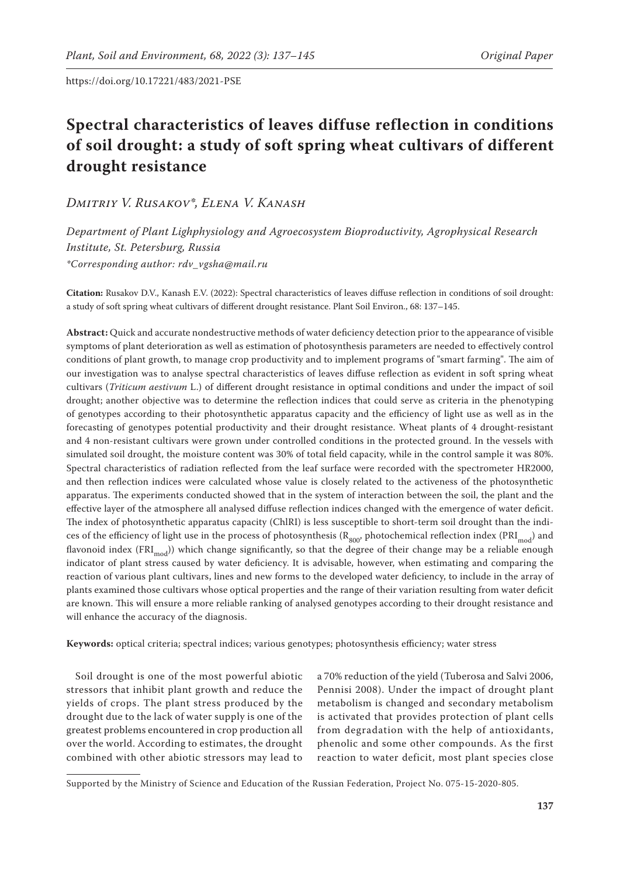https://doi.org/10.17221/483/2021-PSE

# Spectral characteristics of leaves diffuse reflection in conditions of soil drought: a study of soft spring wheat cultivars of different drought resistance

*Dmitriy V. Rusakov\*, Elena V. Kanash*

*Department of Plant Lighphysiology and Agroecosystem Bioproductivity, Agrophysical Research Institute, St. Petersburg, Russia*

*\*Corresponding author: rdv_vgsha@mail.ru*

**Citation:** Rusakov D.V., Kanash E.V. (2022): Spectral characteristics of leaves diffuse reflection in conditions of soil drought: a study of soft spring wheat cultivars of different drought resistance. Plant Soil Environ., 68: 137–145.

**Abstract:** Quick and accurate nondestructive methods of water deficiency detection prior to the appearance of visible symptoms of plant deterioration as well as estimation of photosynthesis parameters are needed to effectively control conditions of plant growth, to manage crop productivity and to implement programs of "smart farming". The aim of our investigation was to analyse spectral characteristics of leaves diffuse reflection as evident in soft spring wheat cultivars (*Triticum aestivum* L.) of different drought resistance in optimal conditions and under the impact of soil drought; another objective was to determine the reflection indices that could serve as criteria in the phenotyping of genotypes according to their photosynthetic apparatus capacity and the efficiency of light use as well as in the forecasting of genotypes potential productivity and their drought resistance. Wheat plants of 4 drought-resistant and 4 non-resistant cultivars were grown under controlled conditions in the protected ground. In the vessels with simulated soil drought, the moisture content was 30% of total field capacity, while in the control sample it was 80%. Spectral characteristics of radiation reflected from the leaf surface were recorded with the spectrometer HR2000, and then reflection indices were calculated whose value is closely related to the activeness of the photosynthetic apparatus. The experiments conducted showed that in the system of interaction between the soil, the plant and the effective layer of the atmosphere all analysed diffuse reflection indices changed with the emergence of water deficit. The index of photosynthetic apparatus capacity (ChlRI) is less susceptible to short-term soil drought than the indices of the efficiency of light use in the process of photosynthesis ($R_{800}$, photochemical reflection index ($PRI_{mod}$) and flavonoid index ($FRI_{mod}$)) which change significantly, so that the degree of their change may be a reliable enough indicator of plant stress caused by water deficiency. It is advisable, however, when estimating and comparing the reaction of various plant cultivars, lines and new forms to the developed water deficiency, to include in the array of plants examined those cultivars whose optical properties and the range of their variation resulting from water deficit are known. This will ensure a more reliable ranking of analysed genotypes according to their drought resistance and will enhance the accuracy of the diagnosis.

**Keywords:** optical criteria; spectral indices; various genotypes; photosynthesis efficiency; water stress

Soil drought is one of the most powerful abiotic stressors that inhibit plant growth and reduce the yields of crops. The plant stress produced by the drought due to the lack of water supply is one of the greatest problems encountered in crop production all over the world. According to estimates, the drought combined with other abiotic stressors may lead to a 70% reduction of the yield (Tuberosa and Salvi 2006, Pennisi 2008). Under the impact of drought plant metabolism is changed and secondary metabolism is activated that provides protection of plant cells from degradation with the help of antioxidants, phenolic and some other compounds. As the first reaction to water deficit, most plant species close

Supported by the Ministry of Science and Education of the Russian Federation, Project No. 075-15-2020-805.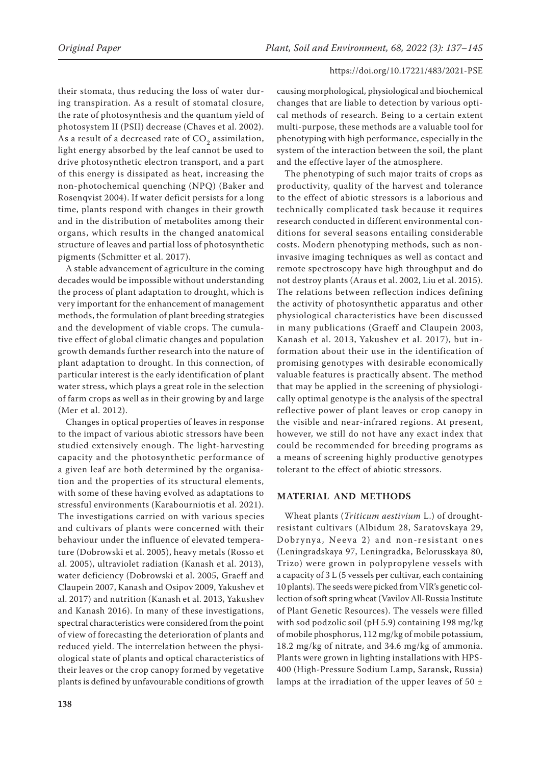their stomata, thus reducing the loss of water during transpiration. As a result of stomatal closure, the rate of photosynthesis and the quantum yield of photosystem II (PSII) decrease (Chaves et al. 2002). As a result of a decreased rate of $CO_2$ assimilation, light energy absorbed by the leaf cannot be used to drive photosynthetic electron transport, and a part of this energy is dissipated as heat, increasing the non-photochemical quenching (NPQ) (Baker and Rosenqvist 2004). If water deficit persists for a long time, plants respond with changes in their growth and in the distribution of metabolites among their organs, which results in the changed anatomical structure of leaves and partial loss of photosynthetic pigments (Schmitter et al. 2017).

A stable advancement of agriculture in the coming decades would be impossible without understanding the process of plant adaptation to drought, which is very important for the enhancement of management methods, the formulation of plant breeding strategies and the development of viable crops. The cumulative effect of global climatic changes and population growth demands further research into the nature of plant adaptation to drought. In this connection, of particular interest is the early identification of plant water stress, which plays a great role in the selection of farm crops as well as in their growing by and large (Mer et al. 2012).

Changes in optical properties of leaves in response to the impact of various abiotic stressors have been studied extensively enough. The light-harvesting capacity and the photosynthetic performance of a given leaf are both determined by the organisation and the properties of its structural elements, with some of these having evolved as adaptations to stressful environments (Karabourniotis et al. 2021). The investigations carried on with various species and cultivars of plants were concerned with their behaviour under the influence of elevated temperature (Dobrowski et al. 2005), heavy metals (Rosso et al. 2005), ultraviolet radiation (Kanash et al. 2013), water deficiency (Dobrowski et al. 2005, Graeff and Claupein 2007, Kanash and Osipov 2009, Yakushev et al. 2017) and nutrition (Kanash et al. 2013, Yakushev and Kanash 2016). In many of these investigations, spectral characteristics were considered from the point of view of forecasting the deterioration of plants and reduced yield. The interrelation between the physiological state of plants and optical characteristics of their leaves or the crop canopy formed by vegetative plants is defined by unfavourable conditions of growth causing morphological, physiological and biochemical changes that are liable to detection by various optical methods of research. Being to a certain extent multi-purpose, these methods are a valuable tool for phenotyping with high performance, especially in the system of the interaction between the soil, the plant and the effective layer of the atmosphere.

The phenotyping of such major traits of crops as productivity, quality of the harvest and tolerance to the effect of abiotic stressors is a laborious and technically complicated task because it requires research conducted in different environmental conditions for several seasons entailing considerable costs. Modern phenotyping methods, such as non-invasive imaging techniques as well as contact and remote spectroscopy have high throughput and do not destroy plants (Araus et al. 2002, Liu et al. 2015). The relations between reflection indices defining the activity of photosynthetic apparatus and other physiological characteristics have been discussed in many publications (Graeff and Claupein 2003, Kanash et al. 2013, Yakushev et al. 2017), but information about their use in the identification of promising genotypes with desirable economically valuable features is practically absent. The method that may be applied in the screening of physiologically optimal genotype is the analysis of the spectral reflective power of plant leaves or crop canopy in the visible and near-infrared regions. At present, however, we still do not have any exact index that could be recommended for breeding programs as a means of screening highly productive genotypes tolerant to the effect of abiotic stressors.

## MATERIAL AND METHODS

Wheat plants (*Triticum aestivium* L.) of drought-resistant cultivars (Albidum 28, Saratovskaya 29, Dobrynya, Neeva 2) and non-resistant ones (Leningradskaya 97, Leningradka, Belorusskaya 80, Trizo) were grown in polypropylene vessels with a capacity of 3 L (5 vessels per cultivar, each containing 10 plants). The seeds were picked from VIR's genetic collection of soft spring wheat (Vavilov All-Russia Institute of Plant Genetic Resources). The vessels were filled with sod podzolic soil (pH 5.9) containing 198 mg/kg of mobile phosphorus, 112 mg/kg of mobile potassium, 18.2 mg/kg of nitrate, and 34.6 mg/kg of ammonia. Plants were grown in lighting installations with HPS-400 (High-Pressure Sodium Lamp, Saransk, Russia) lamps at the irradiation of the upper leaves of 50 ±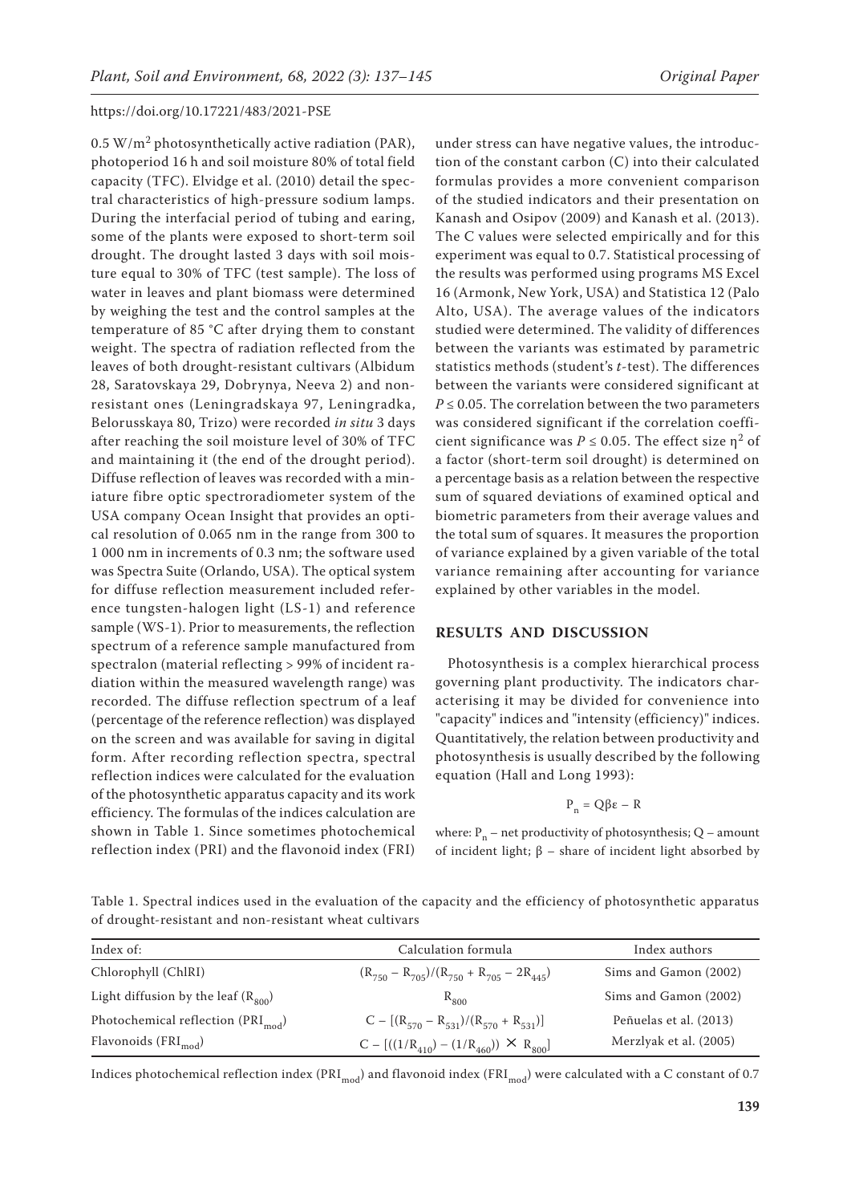0.5 $W/m^2$ photosynthetically active radiation (PAR), photoperiod 16 h and soil moisture 80% of total field capacity (TFC). Elvidge et al. (2010) detail the spectral characteristics of high-pressure sodium lamps. During the interfacial period of tubing and earing, some of the plants were exposed to short-term soil drought. The drought lasted 3 days with soil moisture equal to 30% of TFC (test sample). The loss of water in leaves and plant biomass were determined by weighing the test and the control samples at the temperature of 85 °C after drying them to constant weight. The spectra of radiation reflected from the leaves of both drought-resistant cultivars (Albidum 28, Saratovskaya 29, Dobrynya, Neeva 2) and non-resistant ones (Leningradskaya 97, Leningradka, Belorusskaya 80, Trizo) were recorded *in situ* 3 days after reaching the soil moisture level of 30% of TFC and maintaining it (the end of the drought period). Diffuse reflection of leaves was recorded with a miniature fibre optic spectroradiometer system of the USA company Ocean Insight that provides an optical resolution of 0.065 nm in the range from 300 to 1 000 nm in increments of 0.3 nm; the software used was Spectra Suite (Orlando, USA). The optical system for diffuse reflection measurement included reference tungsten-halogen light (LS-1) and reference sample (WS-1). Prior to measurements, the reflection spectrum of a reference sample manufactured from spectralon (material reflecting > 99% of incident radiation within the measured wavelength range) was recorded. The diffuse reflection spectrum of a leaf (percentage of the reference reflection) was displayed on the screen and was available for saving in digital form. After recording reflection spectra, spectral reflection indices were calculated for the evaluation of the photosynthetic apparatus capacity and its work efficiency. The formulas of the indices calculation are shown in Table 1. Since sometimes photochemical reflection index (PRI) and the flavonoid index (FRI) under stress can have negative values, the introduction of the constant carbon (C) into their calculated formulas provides a more convenient comparison of the studied indicators and their presentation on Kanash and Osipov (2009) and Kanash et al. (2013). The C values were selected empirically and for this experiment was equal to 0.7. Statistical processing of the results was performed using programs MS Excel 16 (Armonk, New York, USA) and Statistica 12 (Palo Alto, USA). The average values of the indicators studied were determined. The validity of differences between the variants was estimated by parametric statistics methods (student's *t*-test). The differences between the variants were considered significant at $P \leq 0.05$. The correlation between the two parameters was considered significant if the correlation coefficient significance was $P \leq 0.05$. The effect size $\eta^2$ of a factor (short-term soil drought) is determined on a percentage basis as a relation between the respective sum of squared deviations of examined optical and biometric parameters from their average values and the total sum of squares. It measures the proportion of variance explained by a given variable of the total variance remaining after accounting for variance explained by other variables in the model.

## RESULTS AND DISCUSSION

Photosynthesis is a complex hierarchical process governing plant productivity. The indicators characterising it may be divided for convenience into "capacity" indices and "intensity (efficiency)" indices. Quantitatively, the relation between productivity and photosynthesis is usually described by the following equation (Hall and Long 1993):

$$P_n = Q\beta\varepsilon - R$$

where: $P_n$ – net productivity of photosynthesis; Q – amount of incident light; β – share of incident light absorbed by

Table 1. Spectral indices used in the evaluation of the capacity and the efficiency of photosynthetic apparatus of drought-resistant and non-resistant wheat cultivars

| Index of: | Calculation formula | Index authors |
|---|---|---|
| Chlorophyll (ChlRI) | $(R_{750} - R_{705})/(R_{750} + R_{705} - 2R_{445})$ | Sims and Gamon (2002) |
| Light diffusion by the leaf ($R_{800}$) | $R_{800}$ | Sims and Gamon (2002) |
| Photochemical reflection ($PRI_{mod}$) | $C - [(R_{570} - R_{531})/(R_{570} + R_{531})]$ | Peñuelas et al. (2013) |
| Flavonoids ($FRI_{mod}$) | $C - [((1/R_{410}) - (1/R_{460})) \times R_{800}]$ | Merzlyak et al. (2005) |

Indices photochemical reflection index ($PRI_{mod}$) and flavonoid index ($FRI_{mod}$) were calculated with a C constant of 0.7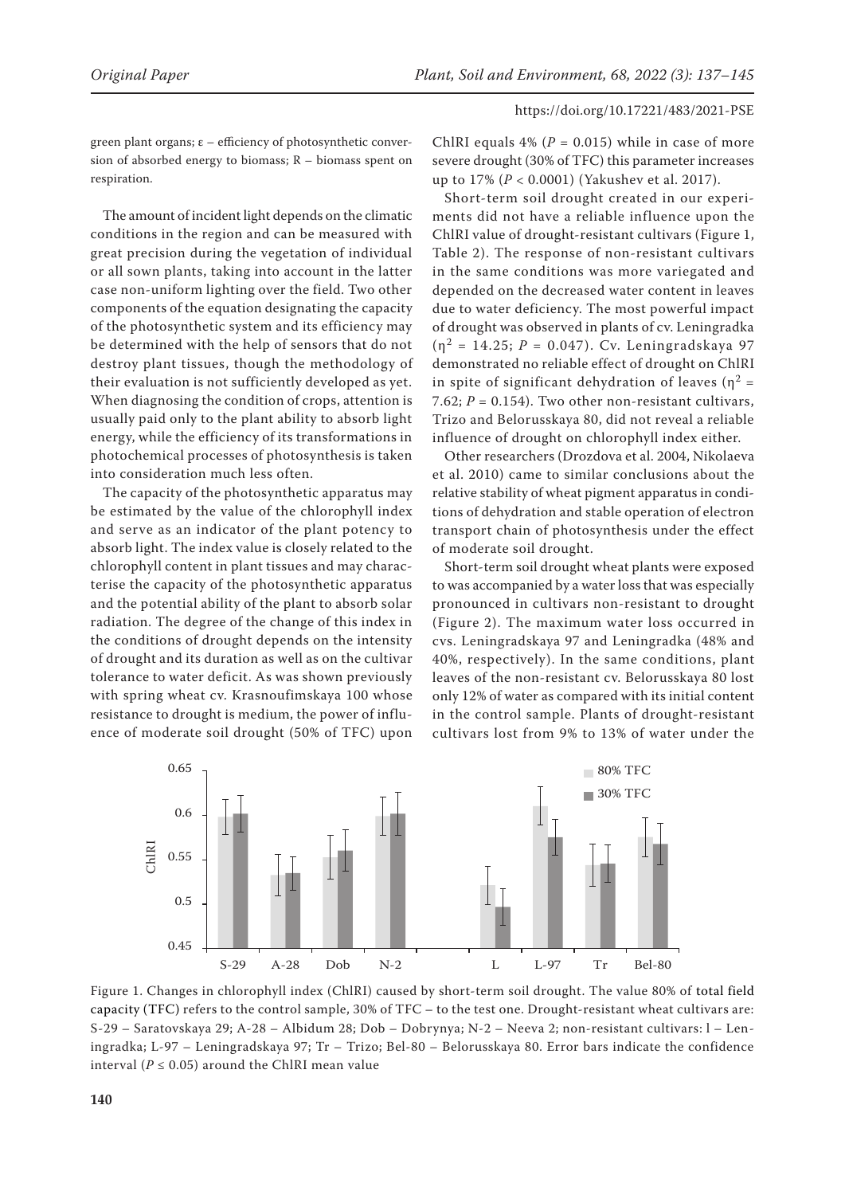green plant organs; ε – efficiency of photosynthetic conversion of absorbed energy to biomass; R – biomass spent on respiration.

The amount of incident light depends on the climatic conditions in the region and can be measured with great precision during the vegetation of individual or all sown plants, taking into account in the latter case non-uniform lighting over the field. Two other components of the equation designating the capacity of the photosynthetic system and its efficiency may be determined with the help of sensors that do not destroy plant tissues, though the methodology of their evaluation is not sufficiently developed as yet. When diagnosing the condition of crops, attention is usually paid only to the plant ability to absorb light energy, while the efficiency of its transformations in photochemical processes of photosynthesis is taken into consideration much less often.

The capacity of the photosynthetic apparatus may be estimated by the value of the chlorophyll index and serve as an indicator of the plant potency to absorb light. The index value is closely related to the chlorophyll content in plant tissues and may characterise the capacity of the photosynthetic apparatus and the potential ability of the plant to absorb solar radiation. The degree of the change of this index in the conditions of drought depends on the intensity of drought and its duration as well as on the cultivar tolerance to water deficit. As was shown previously with spring wheat cv. Krasnoufimskaya 100 whose resistance to drought is medium, the power of influence of moderate soil drought (50% of TFC) upon ChlRI equals 4% ($P = 0.015$) while in case of more severe drought (30% of TFC) this parameter increases up to 17% ($P < 0.0001$) (Yakushev et al. 2017).

Short-term soil drought created in our experiments did not have a reliable influence upon the ChlRI value of drought-resistant cultivars (Figure 1, Table 2). The response of non-resistant cultivars in the same conditions was more variegated and depended on the decreased water content in leaves due to water deficiency. The most powerful impact of drought was observed in plants of cv. Leningradka ($\eta^2 = 14.25$; $P = 0.047$). Cv. Leningradskaya 97 demonstrated no reliable effect of drought on ChlRI in spite of significant dehydration of leaves ($\eta^2 = 7.62$; $P = 0.154$). Two other non-resistant cultivars, Trizo and Belorusskaya 80, did not reveal a reliable influence of drought on chlorophyll index either.

Other researchers (Drozdova et al. 2004, Nikolaeva et al. 2010) came to similar conclusions about the relative stability of wheat pigment apparatus in conditions of dehydration and stable operation of electron transport chain of photosynthesis under the effect of moderate soil drought.

Short-term soil drought wheat plants were exposed to was accompanied by a water loss that was especially pronounced in cultivars non-resistant to drought (Figure 2). The maximum water loss occurred in cvs. Leningradskaya 97 and Leningradka (48% and 40%, respectively). In the same conditions, plant leaves of the non-resistant cv. Belorusskaya 80 lost only 12% of water as compared with its initial content in the control sample. Plants of drought-resistant cultivars lost from 9% to 13% of water under the

Figure 1. Changes in chlorophyll index (ChlRI) caused by short-term soil drought. The value 80% of total field capacity (TFC) refers to the control sample, 30% of TFC – to the test one. Drought-resistant wheat cultivars are: S-29 – Saratovskaya 29; A-28 – Albidum 28; Dob – Dobrynya; N-2 – Neeva 2; non-resistant cultivars: l – Leningradka; L-97 – Leningradskaya 97; Tr – Trizo; Bel-80 – Belorusskaya 80. Error bars indicate the confidence interval ($P \leq 0.05$) around the ChlRI mean value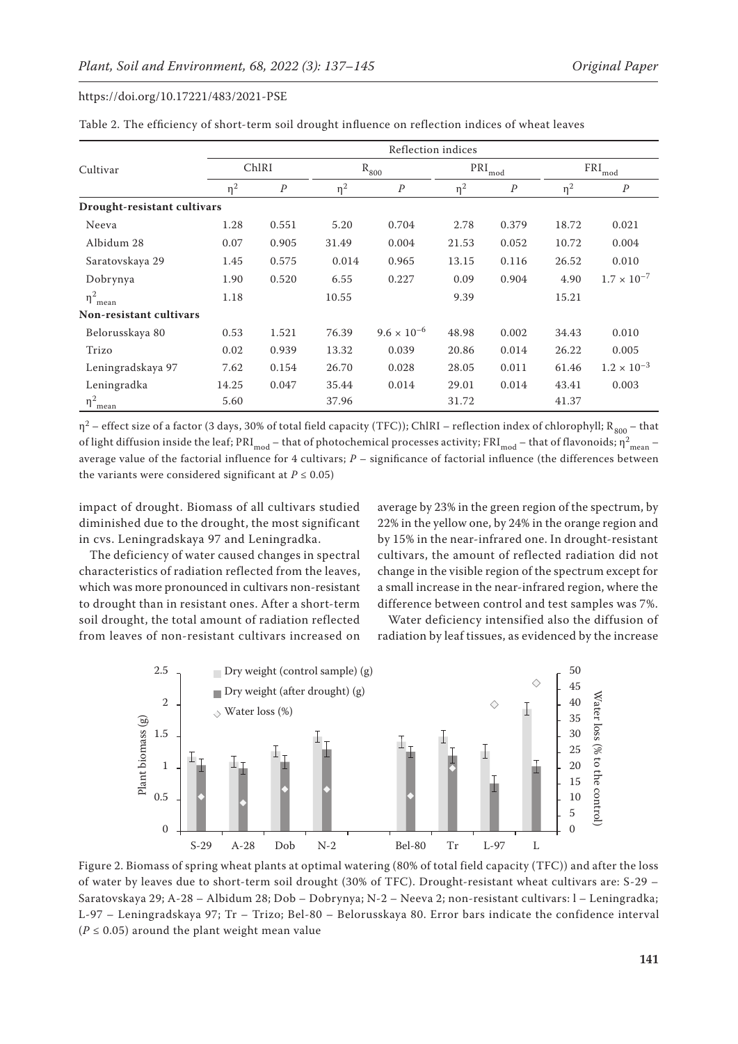Table 2. The efficiency of short-term soil drought influence on reflection indices of wheat leaves

| Cultivar | Reflection indices | | | | | | | |
|---|---|---|---|---|---|---|---|---|
| | ChlRI | | $R_{800}$ | | $PRI_{mod}$ | | $FRI_{mod}$ | |
| | $\eta^2$ | $P$ | $\eta^2$ | $P$ | $\eta^2$ | $P$ | $\eta^2$ | $P$ |
| **Drought-resistant cultivars** | | | | | | | | |
| Neeva | 1.28 | 0.551 | 5.20 | 0.704 | 2.78 | 0.379 | 18.72 | 0.021 |
| Albidum 28 | 0.07 | 0.905 | 31.49 | 0.004 | 21.53 | 0.052 | 10.72 | 0.004 |
| Saratovskaya 29 | 1.45 | 0.575 | 0.014 | 0.965 | 13.15 | 0.116 | 26.52 | 0.010 |
| Dobrynya | 1.90 | 0.520 | 6.55 | 0.227 | 0.09 | 0.904 | 4.90 | $1.7 \times 10^{-7}$ |
| $\eta^2_{mean}$ | 1.18 | | 10.55 | | 9.39 | | 15.21 | |
| **Non-resistant cultivars** | | | | | | | | |
| Belorusskaya 80 | 0.53 | 1.521 | 76.39 | $9.6 \times 10^{-6}$ | 48.98 | 0.002 | 34.43 | 0.010 |
| Trizo | 0.02 | 0.939 | 13.32 | 0.039 | 20.86 | 0.014 | 26.22 | 0.005 |
| Leningradskaya 97 | 7.62 | 0.154 | 26.70 | 0.028 | 28.05 | 0.011 | 61.46 | $1.2 \times 10^{-3}$ |
| Leningradka | 14.25 | 0.047 | 35.44 | 0.014 | 29.01 | 0.014 | 43.41 | 0.003 |
| $\eta^2_{mean}$ | 5.60 | | 37.96 | | 31.72 | | 41.37 | |

$\eta^2$ – effect size of a factor (3 days, 30% of total field capacity (TFC)); ChlRI – reflection index of chlorophyll; $R_{800}$ – that of light diffusion inside the leaf; $PRI_{mod}$ – that of photochemical processes activity; $FRI_{mod}$ – that of flavonoids; $\eta^2_{mean}$ – average value of the factorial influence for 4 cultivars; $P$ – significance of factorial influence (the differences between the variants were considered significant at $P \leq 0.05$)

impact of drought. Biomass of all cultivars studied diminished due to the drought, the most significant in cvs. Leningradskaya 97 and Leningradka.

The deficiency of water caused changes in spectral characteristics of radiation reflected from the leaves, which was more pronounced in cultivars non-resistant to drought than in resistant ones. After a short-term soil drought, the total amount of radiation reflected from leaves of non-resistant cultivars increased on average by 23% in the green region of the spectrum, by 22% in the yellow one, by 24% in the orange region and by 15% in the near-infrared one. In drought-resistant cultivars, the amount of reflected radiation did not change in the visible region of the spectrum except for a small increase in the near-infrared region, where the difference between control and test samples was 7%.

Water deficiency intensified also the diffusion of radiation by leaf tissues, as evidenced by the increase

Figure 2. Biomass of spring wheat plants at optimal watering (80% of total field capacity (TFC)) and after the loss of water by leaves due to short-term soil drought (30% of TFC). Drought-resistant wheat cultivars are: S-29 – Saratovskaya 29; A-28 – Albidum 28; Dob – Dobrynya; N-2 – Neeva 2; non-resistant cultivars: l – Leningradka; L-97 – Leningradskaya 97; Tr – Trizo; Bel-80 – Belorusskaya 80. Error bars indicate the confidence interval ($P \leq 0.05$) around the plant weight mean value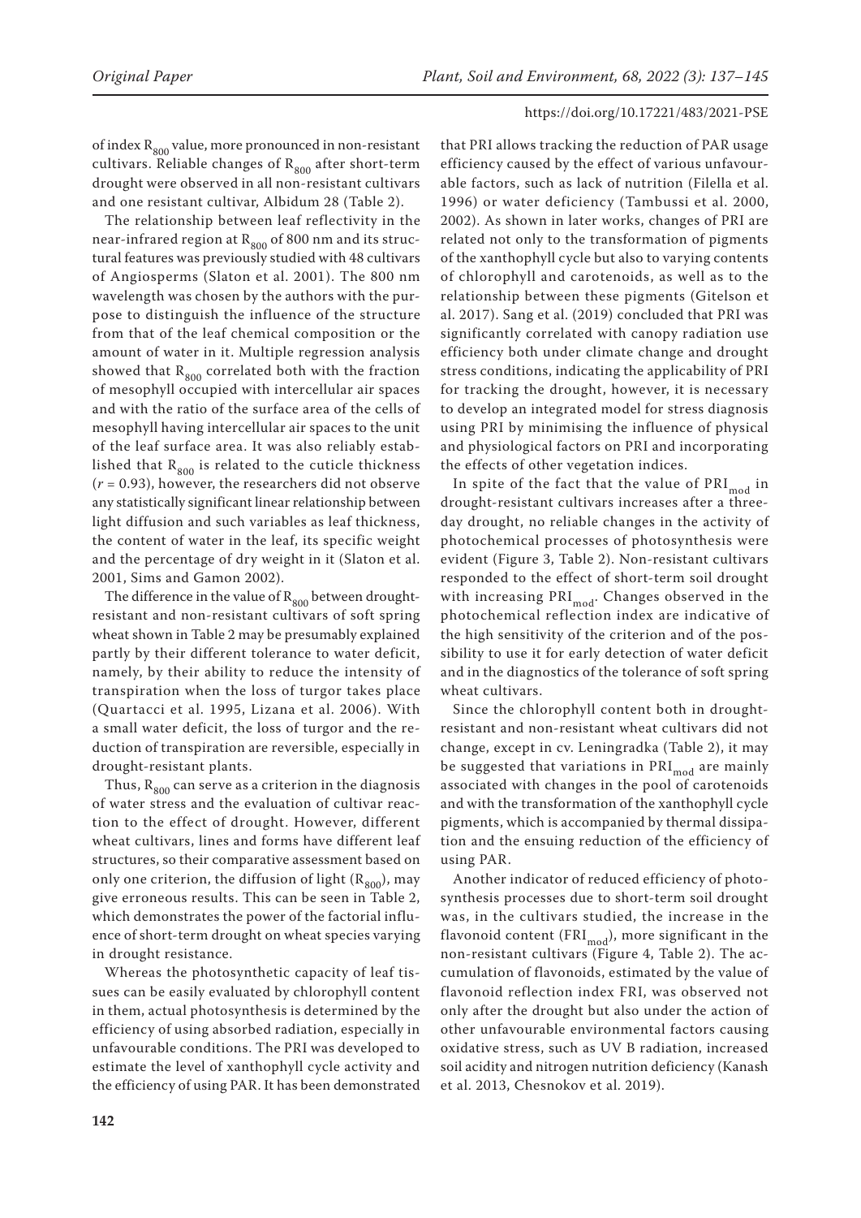of index $R_{800}$ value, more pronounced in non-resistant cultivars. Reliable changes of $R_{800}$ after short-term drought were observed in all non-resistant cultivars and one resistant cultivar, Albidum 28 (Table 2).

The relationship between leaf reflectivity in the near-infrared region at $R_{800}$ of 800 nm and its structural features was previously studied with 48 cultivars of Angiosperms (Slaton et al. 2001). The 800 nm wavelength was chosen by the authors with the purpose to distinguish the influence of the structure from that of the leaf chemical composition or the amount of water in it. Multiple regression analysis showed that $R_{800}$ correlated both with the fraction of mesophyll occupied with intercellular air spaces and with the ratio of the surface area of the cells of mesophyll having intercellular air spaces to the unit of the leaf surface area. It was also reliably established that $R_{800}$ is related to the cuticle thickness ($r = 0.93$), however, the researchers did not observe any statistically significant linear relationship between light diffusion and such variables as leaf thickness, the content of water in the leaf, its specific weight and the percentage of dry weight in it (Slaton et al. 2001, Sims and Gamon 2002).

The difference in the value of $R_{800}$ between drought-resistant and non-resistant cultivars of soft spring wheat shown in Table 2 may be presumably explained partly by their different tolerance to water deficit, namely, by their ability to reduce the intensity of transpiration when the loss of turgor takes place (Quartacci et al. 1995, Lizana et al. 2006). With a small water deficit, the loss of turgor and the reduction of transpiration are reversible, especially in drought-resistant plants.

Thus, $R_{800}$ can serve as a criterion in the diagnosis of water stress and the evaluation of cultivar reaction to the effect of drought. However, different wheat cultivars, lines and forms have different leaf structures, so their comparative assessment based on only one criterion, the diffusion of light ($R_{800}$), may give erroneous results. This can be seen in Table 2, which demonstrates the power of the factorial influence of short-term drought on wheat species varying in drought resistance.

Whereas the photosynthetic capacity of leaf tissues can be easily evaluated by chlorophyll content in them, actual photosynthesis is determined by the efficiency of using absorbed radiation, especially in unfavourable conditions. The PRI was developed to estimate the level of xanthophyll cycle activity and the efficiency of using PAR. It has been demonstrated that PRI allows tracking the reduction of PAR usage efficiency caused by the effect of various unfavourable factors, such as lack of nutrition (Filella et al. 1996) or water deficiency (Tambussi et al. 2000, 2002). As shown in later works, changes of PRI are related not only to the transformation of pigments of the xanthophyll cycle but also to varying contents of chlorophyll and carotenoids, as well as to the relationship between these pigments (Gitelson et al. 2017). Sang et al. (2019) concluded that PRI was significantly correlated with canopy radiation use efficiency both under climate change and drought stress conditions, indicating the applicability of PRI for tracking the drought, however, it is necessary to develop an integrated model for stress diagnosis using PRI by minimising the influence of physical and physiological factors on PRI and incorporating the effects of other vegetation indices.

In spite of the fact that the value of $PRI_{mod}$ in drought-resistant cultivars increases after a three-day drought, no reliable changes in the activity of photochemical processes of photosynthesis were evident (Figure 3, Table 2). Non-resistant cultivars responded to the effect of short-term soil drought with increasing $PRI_{mod}$. Changes observed in the photochemical reflection index are indicative of the high sensitivity of the criterion and of the possibility to use it for early detection of water deficit and in the diagnostics of the tolerance of soft spring wheat cultivars.

Since the chlorophyll content both in drought-resistant and non-resistant wheat cultivars did not change, except in cv. Leningradka (Table 2), it may be suggested that variations in $PRI_{mod}$ are mainly associated with changes in the pool of carotenoids and with the transformation of the xanthophyll cycle pigments, which is accompanied by thermal dissipation and the ensuing reduction of the efficiency of using PAR.

Another indicator of reduced efficiency of photosynthesis processes due to short-term soil drought was, in the cultivars studied, the increase in the flavonoid content ($FRI_{mod}$), more significant in the non-resistant cultivars (Figure 4, Table 2). The accumulation of flavonoids, estimated by the value of flavonoid reflection index FRI, was observed not only after the drought but also under the action of other unfavourable environmental factors causing oxidative stress, such as UV B radiation, increased soil acidity and nitrogen nutrition deficiency (Kanash et al. 2013, Chesnokov et al. 2019).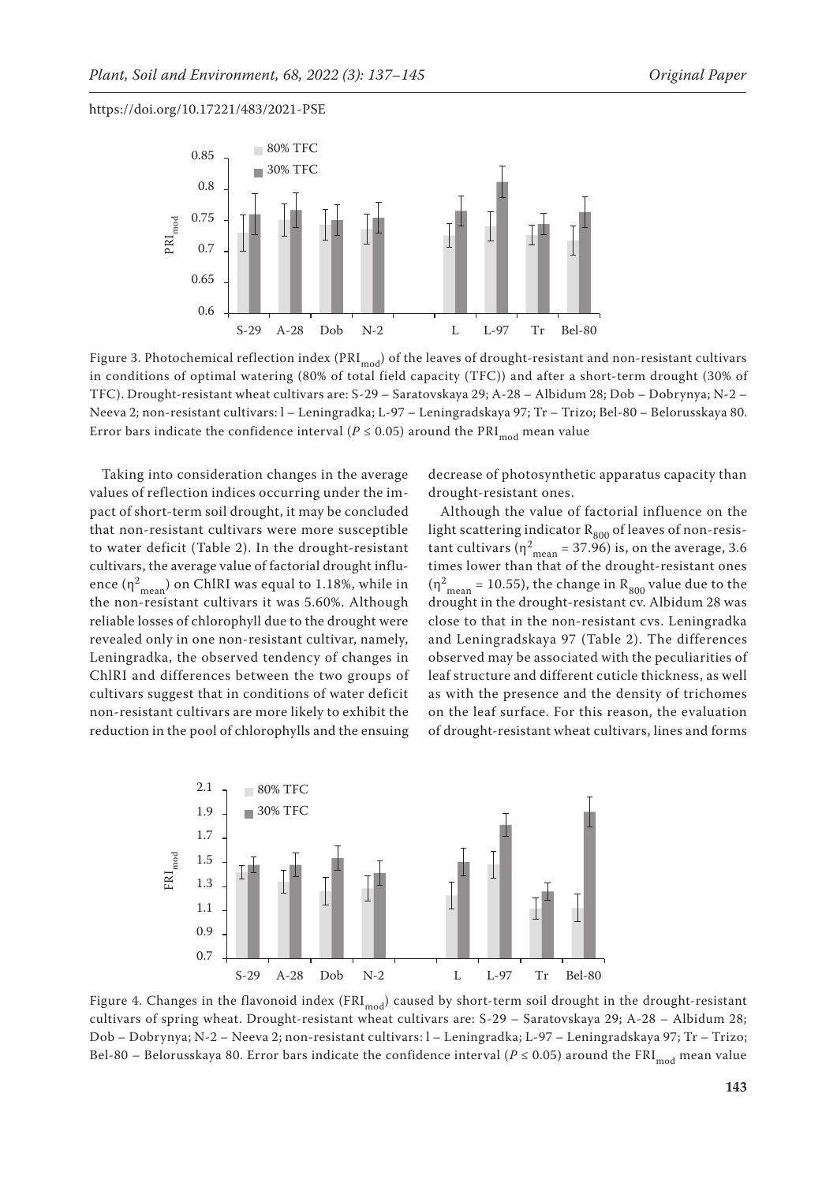Figure 3. Photochemical reflection index ($PRI_{mod}$) of the leaves of drought-resistant and non-resistant cultivars in conditions of optimal watering (80% of total field capacity (TFC)) and after a short-term drought (30% of TFC). Drought-resistant wheat cultivars are: S-29 – Saratovskaya 29; A-28 – Albidum 28; Dob – Dobrynya; N-2 – Neeva 2; non-resistant cultivars: l – Leningradka; L-97 – Leningradskaya 97; Tr – Trizo; Bel-80 – Belorusskaya 80. Error bars indicate the confidence interval ($P \leq 0.05$) around the $PRI_{mod}$ mean value

Taking into consideration changes in the average values of reflection indices occurring under the impact of short-term soil drought, it may be concluded that non-resistant cultivars were more susceptible to water deficit (Table 2). In the drought-resistant cultivars, the average value of factorial drought influence ($\eta^2_{mean}$) on ChlRI was equal to 1.18%, while in the non-resistant cultivars it was 5.60%. Although reliable losses of chlorophyll due to the drought were revealed only in one non-resistant cultivar, namely, Leningradka, the observed tendency of changes in ChlRI and differences between the two groups of cultivars suggest that in conditions of water deficit non-resistant cultivars are more likely to exhibit the reduction in the pool of chlorophylls and the ensuing decrease of photosynthetic apparatus capacity than drought-resistant ones.

Although the value of factorial influence on the light scattering indicator $R_{800}$ of leaves of non-resistant cultivars ($\eta^2_{mean}$ = 37.96) is, on the average, 3.6 times lower than that of the drought-resistant ones ($\eta^2_{mean}$ = 10.55), the change in $R_{800}$ value due to the drought in the drought-resistant cv. Albidum 28 was close to that in the non-resistant cvs. Leningradka and Leningradskaya 97 (Table 2). The differences observed may be associated with the peculiarities of leaf structure and different cuticle thickness, as well as with the presence and the density of trichomes on the leaf surface. For this reason, the evaluation of drought-resistant wheat cultivars, lines and forms

Figure 4. Changes in the flavonoid index ($FRI_{mod}$) caused by short-term soil drought in the drought-resistant cultivars of spring wheat. Drought-resistant wheat cultivars are: S-29 – Saratovskaya 29; A-28 – Albidum 28; Dob – Dobrynya; N-2 – Neeva 2; non-resistant cultivars: l – Leningradka; L-97 – Leningradskaya 97; Tr – Trizo; Bel-80 – Belorusskaya 80. Error bars indicate the confidence interval ($P \leq 0.05$) around the $FRI_{mod}$ mean value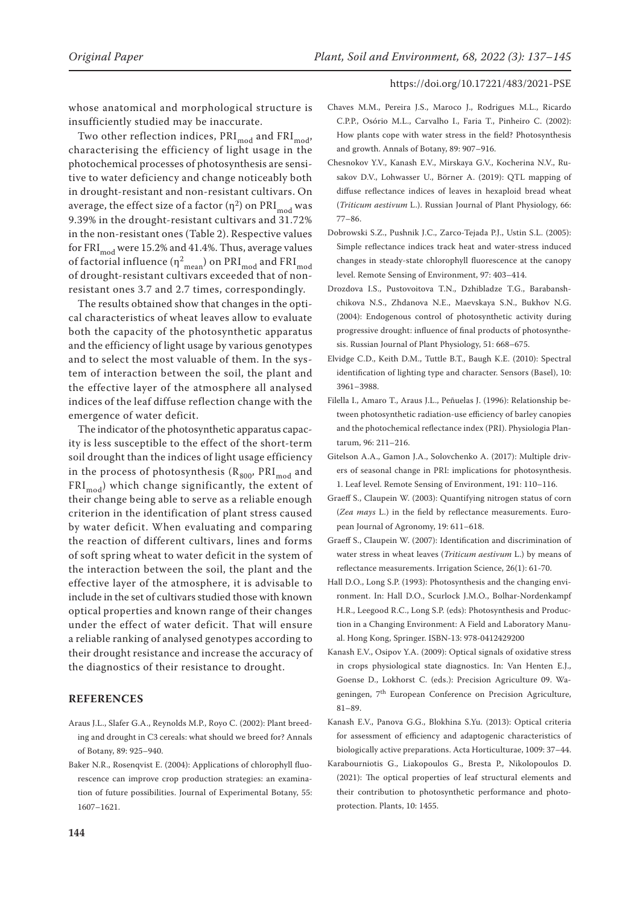whose anatomical and morphological structure is insufficiently studied may be inaccurate.

Two other reflection indices, $PRI_{mod}$ and $FRI_{mod}$, characterising the efficiency of light usage in the photochemical processes of photosynthesis are sensitive to water deficiency and change noticeably both in drought-resistant and non-resistant cultivars. On average, the effect size of a factor ($\eta^2$) on $PRI_{mod}$ was 9.39% in the drought-resistant cultivars and 31.72% in the non-resistant ones (Table 2). Respective values for $FRI_{mod}$ were 15.2% and 41.4%. Thus, average values of factorial influence ($\eta^2_{mean}$) on $PRI_{mod}$ and $FRI_{mod}$ of drought-resistant cultivars exceeded that of non-resistant ones 3.7 and 2.7 times, correspondingly.

The results obtained show that changes in the optical characteristics of wheat leaves allow to evaluate both the capacity of the photosynthetic apparatus and the efficiency of light usage by various genotypes and to select the most valuable of them. In the system of interaction between the soil, the plant and the effective layer of the atmosphere all analysed indices of the leaf diffuse reflection change with the emergence of water deficit.

The indicator of the photosynthetic apparatus capacity is less susceptible to the effect of the short-term soil drought than the indices of light usage efficiency in the process of photosynthesis ($R_{800}$, $PRI_{mod}$ and $FRI_{mod}$) which change significantly, the extent of their change being able to serve as a reliable enough criterion in the identification of plant stress caused by water deficit. When evaluating and comparing the reaction of different cultivars, lines and forms of soft spring wheat to water deficit in the system of the interaction between the soil, the plant and the effective layer of the atmosphere, it is advisable to include in the set of cultivars studied those with known optical properties and known range of their changes under the effect of water deficit. That will ensure a reliable ranking of analysed genotypes according to their drought resistance and increase the accuracy of the diagnostics of their resistance to drought.

## REFERENCES

Araus J.L., Slafer G.A., Reynolds M.P., Royo C. (2002): Plant breeding and drought in C3 cereals: what should we breed for? Annals of Botany, 89: 925–940.

Baker N.R., Rosenqvist E. (2004): Applications of chlorophyll fluorescence can improve crop production strategies: an examination of future possibilities. Journal of Experimental Botany, 55: 1607–1621.

Chaves M.M., Pereira J.S., Maroco J., Rodrigues M.L., Ricardo C.P.P., Osório M.L., Carvalho I., Faria T., Pinheiro C. (2002): How plants cope with water stress in the field? Photosynthesis and growth. Annals of Botany, 89: 907–916.

Chesnokov Y.V., Kanash E.V., Mirskaya G.V., Kocherina N.V., Rusakov D.V., Lohwasser U., Börner A. (2019): QTL mapping of diffuse reflectance indices of leaves in hexaploid bread wheat (*Triticum aestivum* L.). Russian Journal of Plant Physiology, 66: 77–86.

Dobrowski S.Z., Pushnik J.C., Zarco-Tejada P.J., Ustin S.L. (2005): Simple reflectance indices track heat and water-stress induced changes in steady-state chlorophyll fluorescence at the canopy level. Remote Sensing of Environment, 97: 403–414.

Drozdova I.S., Pustovoitova T.N., Dzhibladze T.G., Barabanshchikova N.S., Zhdanova N.E., Maevskaya S.N., Bukhov N.G. (2004): Endogenous control of photosynthetic activity during progressive drought: influence of final products of photosynthesis. Russian Journal of Plant Physiology, 51: 668–675.

Elvidge C.D., Keith D.M., Tuttle B.T., Baugh K.E. (2010): Spectral identification of lighting type and character. Sensors (Basel), 10: 3961–3988.

Filella I., Amaro T., Araus J.L., Peñuelas J. (1996): Relationship between photosynthetic radiation-use efficiency of barley canopies and the photochemical reflectance index (PRI). Physiologia Plantarum, 96: 211–216.

Gitelson A.A., Gamon J.A., Solovchenko A. (2017): Multiple drivers of seasonal change in PRI: implications for photosynthesis. 1. Leaf level. Remote Sensing of Environment, 191: 110–116.

Graeff S., Claupein W. (2003): Quantifying nitrogen status of corn (*Zea mays* L.) in the field by reflectance measurements. European Journal of Agronomy, 19: 611–618.

Graeff S., Claupein W. (2007): Identification and discrimination of water stress in wheat leaves (*Triticum aestivum* L.) by means of reflectance measurements. Irrigation Science, 26(1): 61-70.

Hall D.O., Long S.P. (1993): Photosynthesis and the changing environment. In: Hall D.O., Scurlock J.M.O., Bolhar-Nordenkampf H.R., Leegood R.C., Long S.P. (eds): Photosynthesis and Production in a Changing Environment: A Field and Laboratory Manual. Hong Kong, Springer. ISBN-13: 978-0412429200

Kanash E.V., Osipov Y.A. (2009): Optical signals of oxidative stress in crops physiological state diagnostics. In: Van Henten E.J., Goense D., Lokhorst C. (eds.): Precision Agriculture 09. Wageningen, 7th European Conference on Precision Agriculture, 81–89.

Kanash E.V., Panova G.G., Blokhina S.Yu. (2013): Optical criteria for assessment of efficiency and adaptogenic characteristics of biologically active preparations. Acta Horticulturae, 1009: 37–44.

Karabourniotis G., Liakopoulos G., Bresta P., Nikolopoulos D. (2021): The optical properties of leaf structural elements and their contribution to photosynthetic performance and photoprotection. Plants, 10: 1455.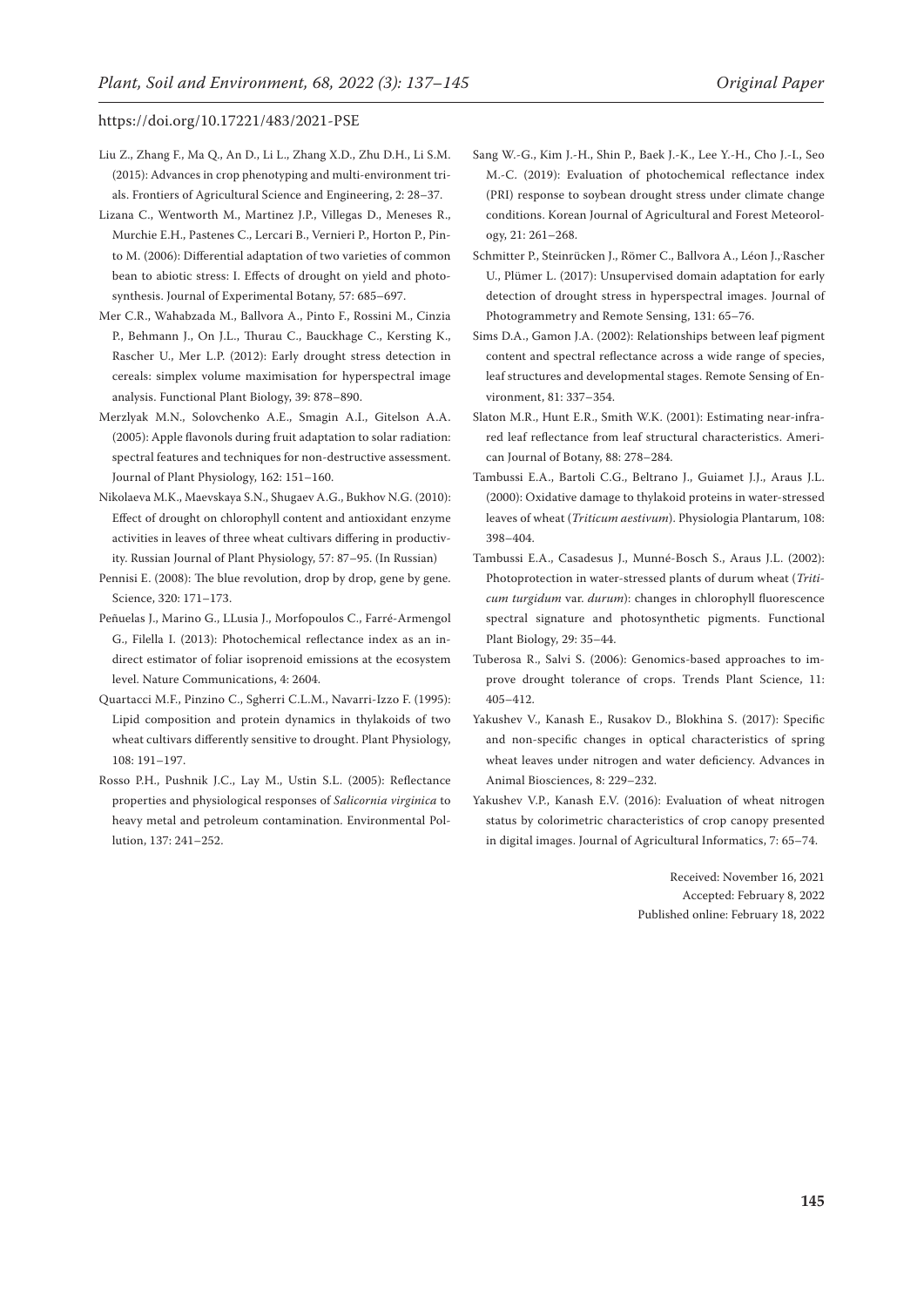Liu Z., Zhang F., Ma Q., An D., Li L., Zhang X.D., Zhu D.H., Li S.M. (2015): Advances in crop phenotyping and multi-environment trials. Frontiers of Agricultural Science and Engineering, 2: 28–37.

Lizana C., Wentworth M., Martinez J.P., Villegas D., Meneses R., Murchie E.H., Pastenes C., Lercari B., Vernieri P., Horton P., Pinto M. (2006): Differential adaptation of two varieties of common bean to abiotic stress: I. Effects of drought on yield and photosynthesis. Journal of Experimental Botany, 57: 685–697.

Mer C.R., Wahabzada M., Ballvora A., Pinto F., Rossini M., Cinzia P., Behmann J., On J.L., Thurau C., Bauckhage C., Kersting K., Rascher U., Mer L.P. (2012): Early drought stress detection in cereals: simplex volume maximisation for hyperspectral image analysis. Functional Plant Biology, 39: 878–890.

Merzlyak M.N., Solovchenko A.E., Smagin A.I., Gitelson A.A. (2005): Apple flavonols during fruit adaptation to solar radiation: spectral features and techniques for non-destructive assessment. Journal of Plant Physiology, 162: 151–160.

Nikolaeva M.K., Maevskaya S.N., Shugaev A.G., Bukhov N.G. (2010): Effect of drought on chlorophyll content and antioxidant enzyme activities in leaves of three wheat cultivars differing in productivity. Russian Journal of Plant Physiology, 57: 87–95. (In Russian)

Pennisi E. (2008): The blue revolution, drop by drop, gene by gene. Science, 320: 171–173.

Peñuelas J., Marino G., LLusia J., Morfopoulos C., Farré-Armengol G., Filella I. (2013): Photochemical reflectance index as an indirect estimator of foliar isoprenoid emissions at the ecosystem level. Nature Communications, 4: 2604.

Quartacci M.F., Pinzino C., Sgherri C.L.M., Navarri-Izzo F. (1995): Lipid composition and protein dynamics in thylakoids of two wheat cultivars differently sensitive to drought. Plant Physiology, 108: 191–197.

Rosso P.H., Pushnik J.C., Lay M., Ustin S.L. (2005): Reflectance properties and physiological responses of *Salicornia virginica* to heavy metal and petroleum contamination. Environmental Pollution, 137: 241–252.

Sang W.-G., Kim J.-H., Shin P., Baek J.-K., Lee Y.-H., Cho J.-I., Seo M.-C. (2019): Evaluation of photochemical reflectance index (PRI) response to soybean drought stress under climate change conditions. Korean Journal of Agricultural and Forest Meteorology, 21: 261–268.

Schmitter P., Steinrücken J., Römer C., Ballvora A., Léon J., Rascher U., Plümer L. (2017): Unsupervised domain adaptation for early detection of drought stress in hyperspectral images. Journal of Photogrammetry and Remote Sensing, 131: 65–76.

Sims D.A., Gamon J.A. (2002): Relationships between leaf pigment content and spectral reflectance across a wide range of species, leaf structures and developmental stages. Remote Sensing of Environment, 81: 337–354.

Slaton M.R., Hunt E.R., Smith W.K. (2001): Estimating near-infrared leaf reflectance from leaf structural characteristics. American Journal of Botany, 88: 278–284.

Tambussi E.A., Bartoli C.G., Beltrano J., Guiamet J.J., Araus J.L. (2000): Oxidative damage to thylakoid proteins in water-stressed leaves of wheat (*Triticum aestivum*). Physiologia Plantarum, 108: 398–404.

Tambussi E.A., Casadesus J., Munné-Bosch S., Araus J.L. (2002): Photoprotection in water-stressed plants of durum wheat (*Triticum turgidum* var. *durum*): changes in chlorophyll fluorescence spectral signature and photosynthetic pigments. Functional Plant Biology, 29: 35–44.

Tuberosa R., Salvi S. (2006): Genomics-based approaches to improve drought tolerance of crops. Trends Plant Science, 11: 405–412.

Yakushev V., Kanash E., Rusakov D., Blokhina S. (2017): Specific and non-specific changes in optical characteristics of spring wheat leaves under nitrogen and water deficiency. Advances in Animal Biosciences, 8: 229–232.

Yakushev V.P., Kanash E.V. (2016): Evaluation of wheat nitrogen status by colorimetric characteristics of crop canopy presented in digital images. Journal of Agricultural Informatics, 7: 65–74.

Received: November 16, 2021
Accepted: February 8, 2022
Published online: February 18, 2022